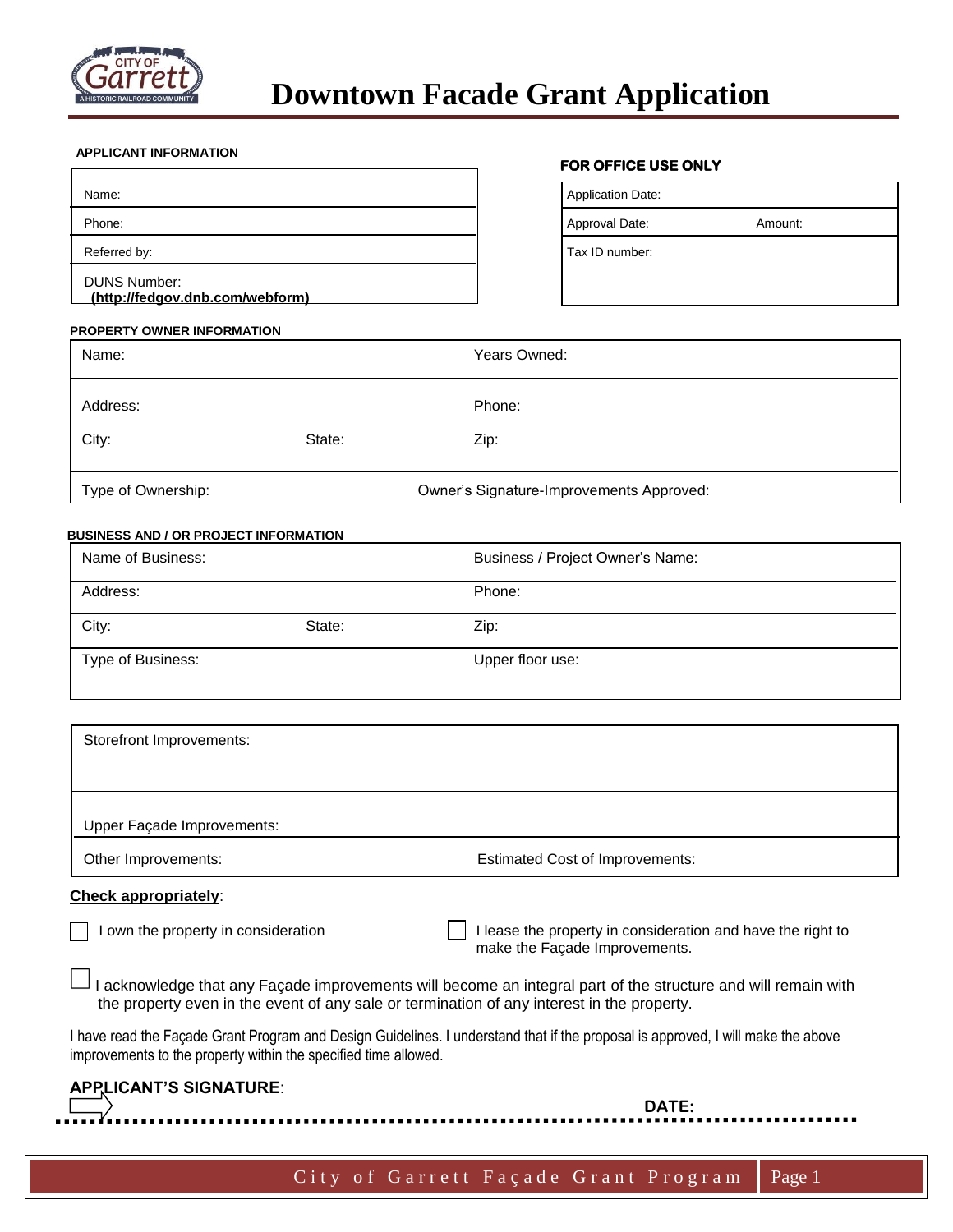# Downtown Facade Grant Application

**APPLICANT INFORMATION**

| |
|---|
| Name: |
| Phone: |
| Referred by: |
| DUNS Number: **(http://fedgov.dnb.com/webform)** |

**FOR OFFICE USE ONLY**

| | |
|---|---|
| Application Date: | |
| Approval Date: | Amount: |
| Tax ID number: | |
| | |

**PROPERTY OWNER INFORMATION**

| | | |
|---|---|---|
| Name: | | Years Owned: |
| Address: | | Phone: |
| City: | State: | Zip: |
| Type of Ownership: | | Owner's Signature-Improvements Approved: |

**BUSINESS AND / OR PROJECT INFORMATION**

| | | |
|---|---|---|
| Name of Business: | | Business / Project Owner's Name: |
| Address: | | Phone: |
| City: | State: | Zip: |
| Type of Business: | | Upper floor use: |

| | |
|---|---|
| Storefront Improvements: | |
| Upper Façade Improvements: | |
| Other Improvements: | Estimated Cost of Improvements: |

**Check appropriately**:

☐ I own the property in consideration

☐ I lease the property in consideration and have the right to make the Façade Improvements.

☐ I acknowledge that any Façade improvements will become an integral part of the structure and will remain with the property even in the event of any sale or termination of any interest in the property.

I have read the Façade Grant Program and Design Guidelines. I understand that if the proposal is approved, I will make the above improvements to the property within the specified time allowed.

**APPLICANT'S SIGNATURE**:

**DATE:**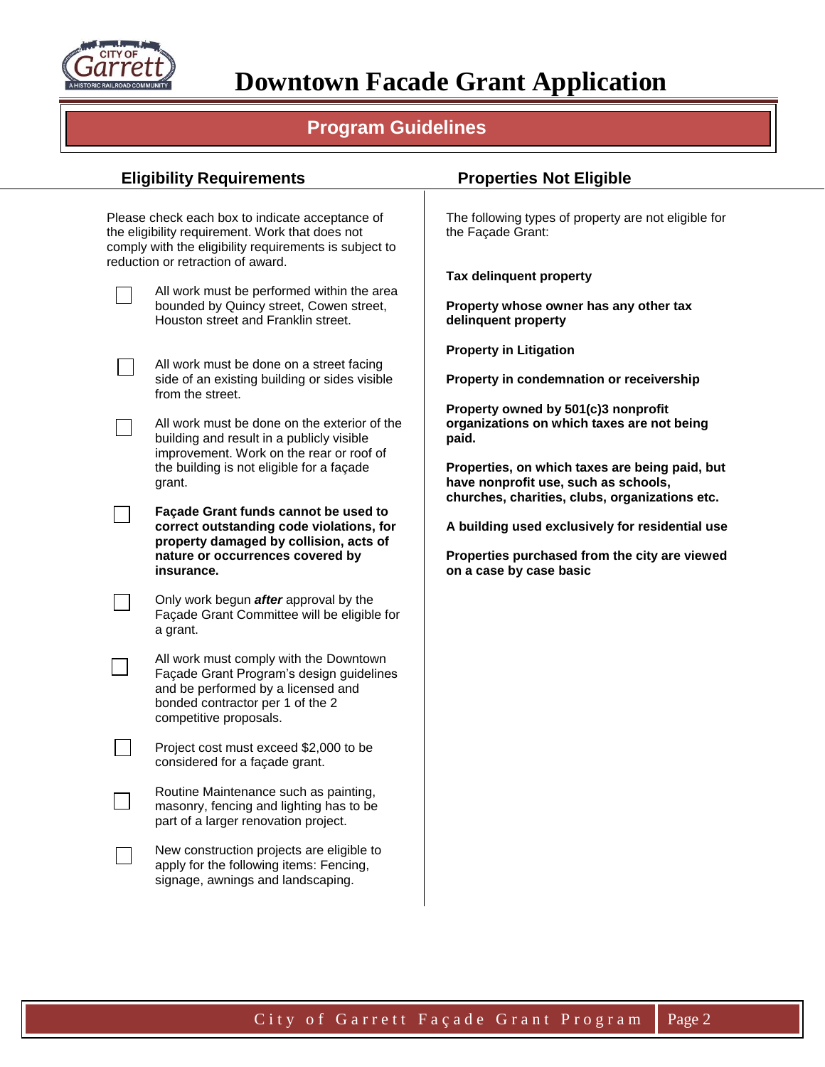# Downtown Facade Grant Application

## Program Guidelines

### Eligibility Requirements

Please check each box to indicate acceptance of the eligibility requirement. Work that does not comply with the eligibility requirements is subject to reduction or retraction of award.

- [ ] All work must be performed within the area bounded by Quincy street, Cowen street, Houston street and Franklin street.
- [ ] All work must be done on a street facing side of an existing building or sides visible from the street.
- [ ] All work must be done on the exterior of the building and result in a publicly visible improvement. Work on the rear or roof of the building is not eligible for a façade grant.
- [ ] **Façade Grant funds cannot be used to correct outstanding code violations, for property damaged by collision, acts of nature or occurrences covered by insurance.**
- [ ] Only work begun ***after*** approval by the Façade Grant Committee will be eligible for a grant.
- [ ] All work must comply with the Downtown Façade Grant Program's design guidelines and be performed by a licensed and bonded contractor per 1 of the 2 competitive proposals.
- [ ] Project cost must exceed $2,000 to be considered for a façade grant.
- [ ] Routine Maintenance such as painting, masonry, fencing and lighting has to be part of a larger renovation project.
- [ ] New construction projects are eligible to apply for the following items: Fencing, signage, awnings and landscaping.

### Properties Not Eligible

The following types of property are not eligible for the Façade Grant:

**Tax delinquent property**

**Property whose owner has any other tax delinquent property**

**Property in Litigation**

**Property in condemnation or receivership**

**Property owned by 501(c)3 nonprofit organizations on which taxes are not being paid.**

**Properties, on which taxes are being paid, but have nonprofit use, such as schools, churches, charities, clubs, organizations etc.**

**A building used exclusively for residential use**

**Properties purchased from the city are viewed on a case by case basic**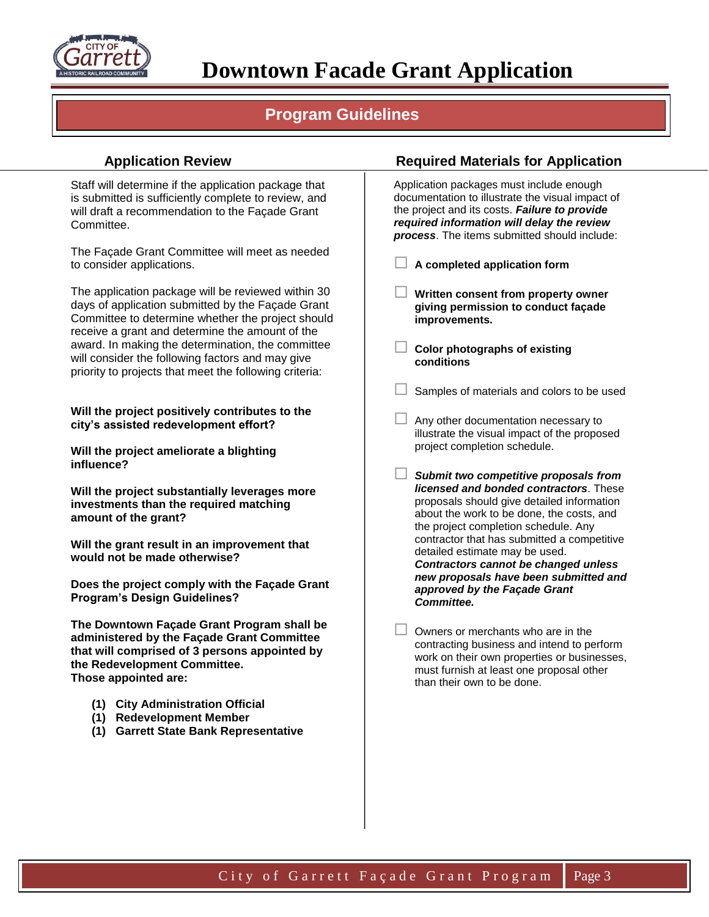# Downtown Facade Grant Application

## Program Guidelines

### Application Review

Staff will determine if the application package that is submitted is sufficiently complete to review, and will draft a recommendation to the Façade Grant Committee.

The Façade Grant Committee will meet as needed to consider applications.

The application package will be reviewed within 30 days of application submitted by the Façade Grant Committee to determine whether the project should receive a grant and determine the amount of the award. In making the determination, the committee will consider the following factors and may give priority to projects that meet the following criteria:

**Will the project positively contributes to the city's assisted redevelopment effort?**

**Will the project ameliorate a blighting influence?**

**Will the project substantially leverages more investments than the required matching amount of the grant?**

**Will the grant result in an improvement that would not be made otherwise?**

**Does the project comply with the Façade Grant Program's Design Guidelines?**

**The Downtown Façade Grant Program shall be administered by the Façade Grant Committee that will comprised of 3 persons appointed by the Redevelopment Committee.**
**Those appointed are:**

- **(1) City Administration Official**
- **(1) Redevelopment Member**
- **(1) Garrett State Bank Representative**

### Required Materials for Application

Application packages must include enough documentation to illustrate the visual impact of the project and its costs. ***Failure to provide required information will delay the review process***. The items submitted should include:

- [ ] **A completed application form**
- [ ] **Written consent from property owner giving permission to conduct façade improvements.**
- [ ] **Color photographs of existing conditions**
- [ ] Samples of materials and colors to be used
- [ ] Any other documentation necessary to illustrate the visual impact of the proposed project completion schedule.
- [ ] ***Submit two competitive proposals from licensed and bonded contractors***. These proposals should give detailed information about the work to be done, the costs, and the project completion schedule. Any contractor that has submitted a competitive detailed estimate may be used. ***Contractors cannot be changed unless new proposals have been submitted and approved by the Façade Grant Committee.***
- [ ] Owners or merchants who are in the contracting business and intend to perform work on their own properties or businesses, must furnish at least one proposal other than their own to be done.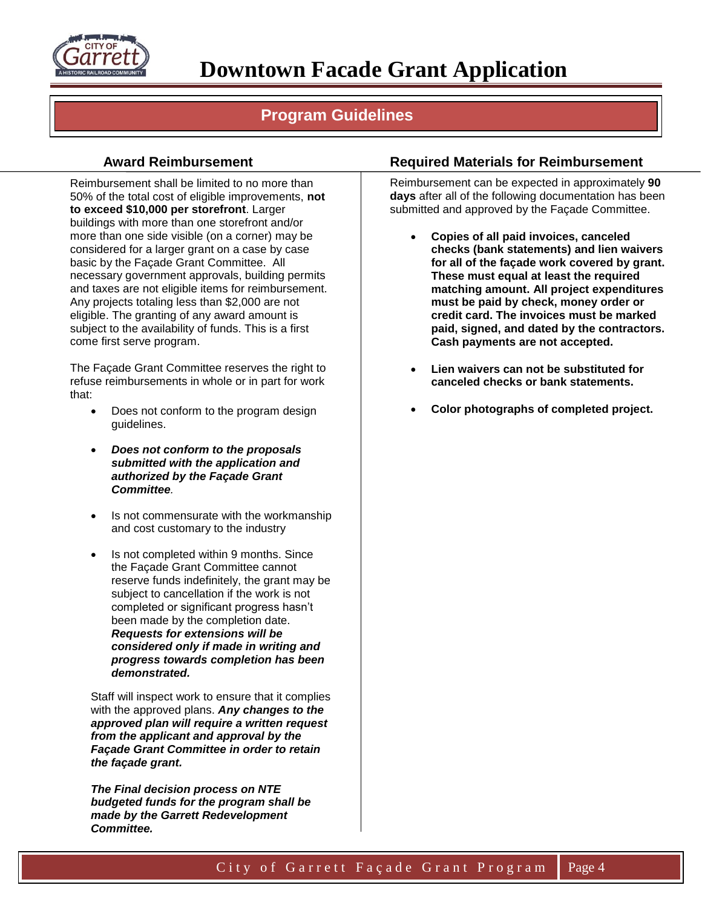# Downtown Facade Grant Application

## Program Guidelines

### Award Reimbursement

Reimbursement shall be limited to no more than 50% of the total cost of eligible improvements, **not to exceed $10,000 per storefront**. Larger buildings with more than one storefront and/or more than one side visible (on a corner) may be considered for a larger grant on a case by case basic by the Façade Grant Committee. All necessary government approvals, building permits and taxes are not eligible items for reimbursement. Any projects totaling less than $2,000 are not eligible. The granting of any award amount is subject to the availability of funds. This is a first come first serve program.

The Façade Grant Committee reserves the right to refuse reimbursements in whole or in part for work that:

- Does not conform to the program design guidelines.
- ***Does not conform to the proposals submitted with the application and authorized by the Façade Grant Committee****.*
- Is not commensurate with the workmanship and cost customary to the industry
- Is not completed within 9 months. Since the Façade Grant Committee cannot reserve funds indefinitely, the grant may be subject to cancellation if the work is not completed or significant progress hasn't been made by the completion date. ***Requests for extensions will be considered only if made in writing and progress towards completion has been demonstrated.***

Staff will inspect work to ensure that it complies with the approved plans. ***Any changes to the approved plan will require a written request from the applicant and approval by the Façade Grant Committee in order to retain the façade grant.***

***The Final decision process on NTE budgeted funds for the program shall be made by the Garrett Redevelopment Committee.***

### Required Materials for Reimbursement

Reimbursement can be expected in approximately **90 days** after all of the following documentation has been submitted and approved by the Façade Committee.

- **Copies of all paid invoices, canceled checks (bank statements) and lien waivers for all of the façade work covered by grant. These must equal at least the required matching amount. All project expenditures must be paid by check, money order or credit card. The invoices must be marked paid, signed, and dated by the contractors. Cash payments are not accepted.**
- **Lien waivers can not be substituted for canceled checks or bank statements.**
- **Color photographs of completed project.**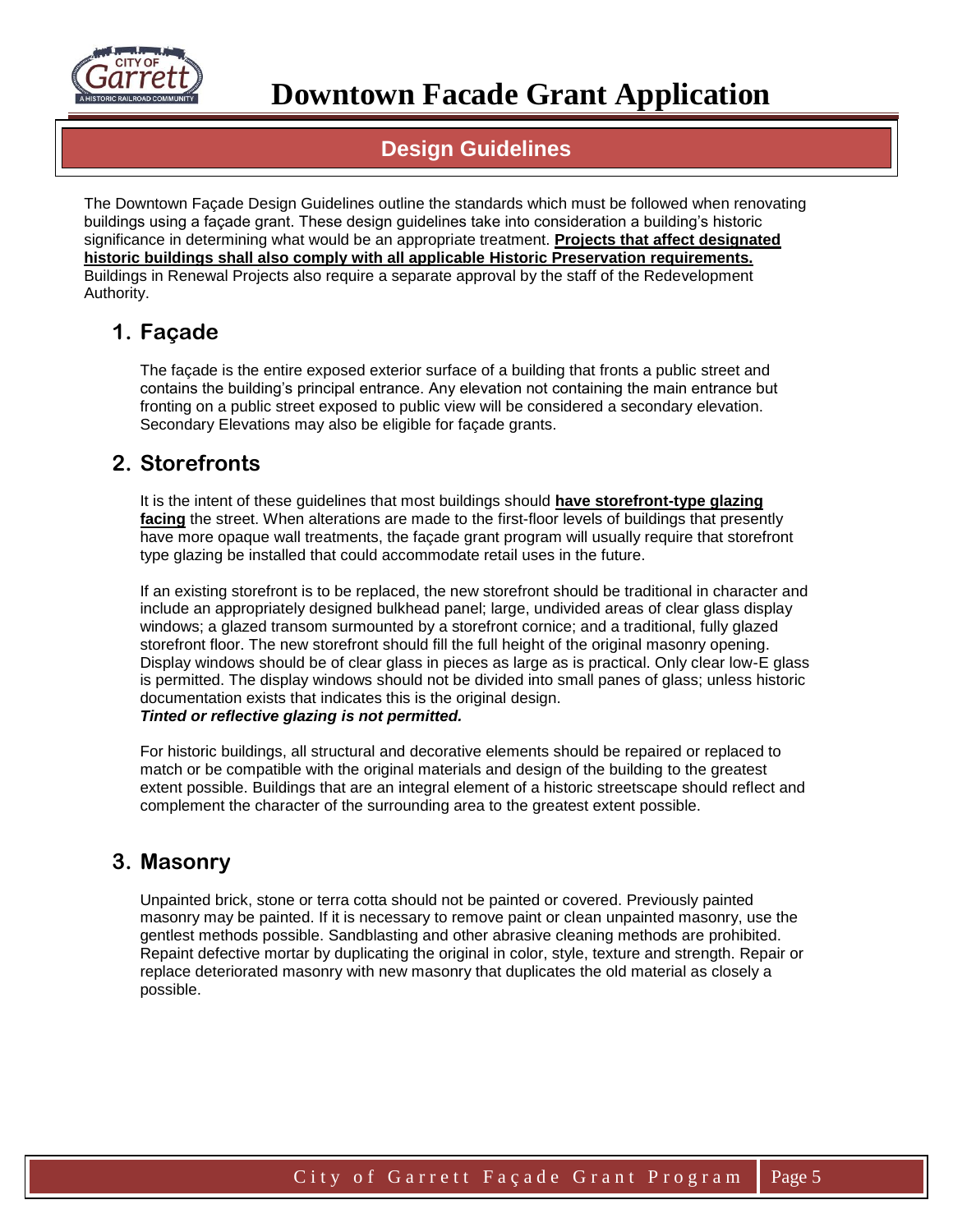# Downtown Facade Grant Application

## Design Guidelines

The Downtown Façade Design Guidelines outline the standards which must be followed when renovating buildings using a façade grant. These design guidelines take into consideration a building's historic significance in determining what would be an appropriate treatment. **Projects that affect designated historic buildings shall also comply with all applicable Historic Preservation requirements.** Buildings in Renewal Projects also require a separate approval by the staff of the Redevelopment Authority.

### 1. Façade

The façade is the entire exposed exterior surface of a building that fronts a public street and contains the building's principal entrance. Any elevation not containing the main entrance but fronting on a public street exposed to public view will be considered a secondary elevation. Secondary Elevations may also be eligible for façade grants.

### 2. Storefronts

It is the intent of these guidelines that most buildings should **have storefront-type glazing facing** the street. When alterations are made to the first-floor levels of buildings that presently have more opaque wall treatments, the façade grant program will usually require that storefront type glazing be installed that could accommodate retail uses in the future.

If an existing storefront is to be replaced, the new storefront should be traditional in character and include an appropriately designed bulkhead panel; large, undivided areas of clear glass display windows; a glazed transom surmounted by a storefront cornice; and a traditional, fully glazed storefront floor. The new storefront should fill the full height of the original masonry opening. Display windows should be of clear glass in pieces as large as is practical. Only clear low-E glass is permitted. The display windows should not be divided into small panes of glass; unless historic documentation exists that indicates this is the original design.
***Tinted or reflective glazing is not permitted.***

For historic buildings, all structural and decorative elements should be repaired or replaced to match or be compatible with the original materials and design of the building to the greatest extent possible. Buildings that are an integral element of a historic streetscape should reflect and complement the character of the surrounding area to the greatest extent possible.

### 3. Masonry

Unpainted brick, stone or terra cotta should not be painted or covered. Previously painted masonry may be painted. If it is necessary to remove paint or clean unpainted masonry, use the gentlest methods possible. Sandblasting and other abrasive cleaning methods are prohibited. Repaint defective mortar by duplicating the original in color, style, texture and strength. Repair or replace deteriorated masonry with new masonry that duplicates the old material as closely a possible.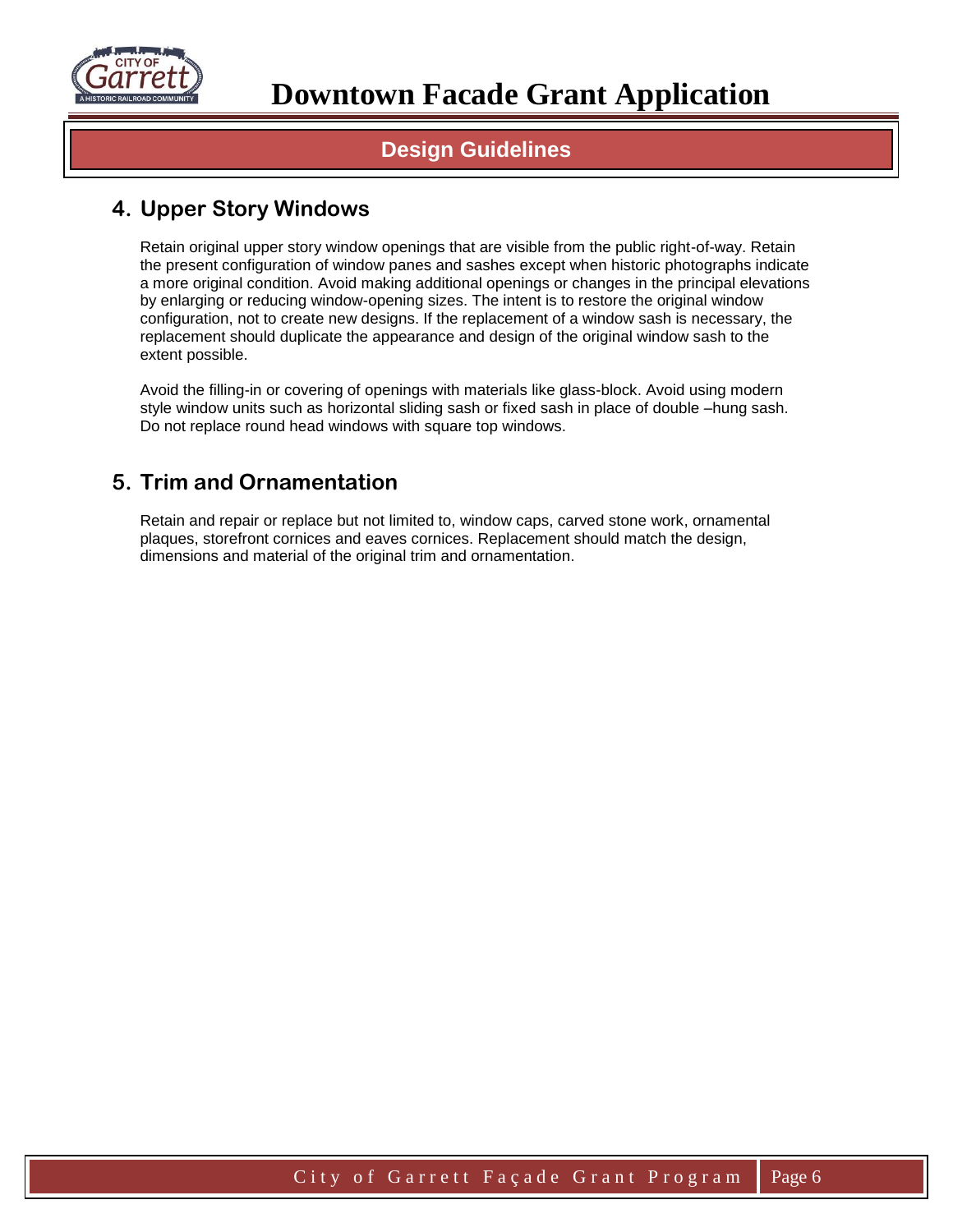# Downtown Facade Grant Application

## Design Guidelines

### 4. Upper Story Windows

Retain original upper story window openings that are visible from the public right-of-way. Retain the present configuration of window panes and sashes except when historic photographs indicate a more original condition. Avoid making additional openings or changes in the principal elevations by enlarging or reducing window-opening sizes. The intent is to restore the original window configuration, not to create new designs. If the replacement of a window sash is necessary, the replacement should duplicate the appearance and design of the original window sash to the extent possible.

Avoid the filling-in or covering of openings with materials like glass-block. Avoid using modern style window units such as horizontal sliding sash or fixed sash in place of double –hung sash. Do not replace round head windows with square top windows.

### 5. Trim and Ornamentation

Retain and repair or replace but not limited to, window caps, carved stone work, ornamental plaques, storefront cornices and eaves cornices. Replacement should match the design, dimensions and material of the original trim and ornamentation.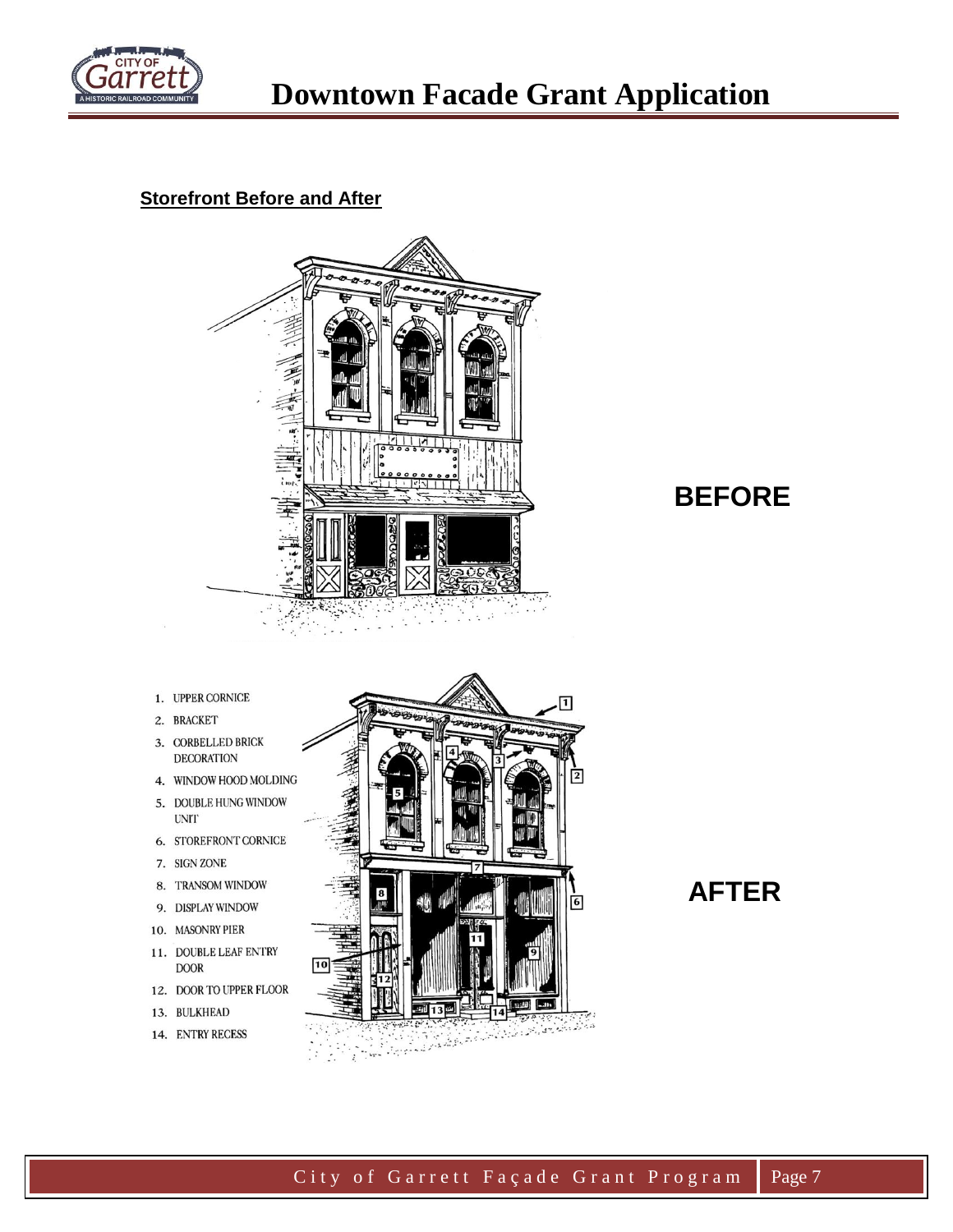**Storefront Before and After**

BEFORE

1. UPPER CORNICE
2. BRACKET
3. CORBELLED BRICK DECORATION
4. WINDOW HOOD MOLDING
5. DOUBLE HUNG WINDOW UNIT
6. STOREFRONT CORNICE
7. SIGN ZONE
8. TRANSOM WINDOW
9. DISPLAY WINDOW
10. MASONRY PIER
11. DOUBLE LEAF ENTRY DOOR
12. DOOR TO UPPER FLOOR
13. BULKHEAD
14. ENTRY RECESS

AFTER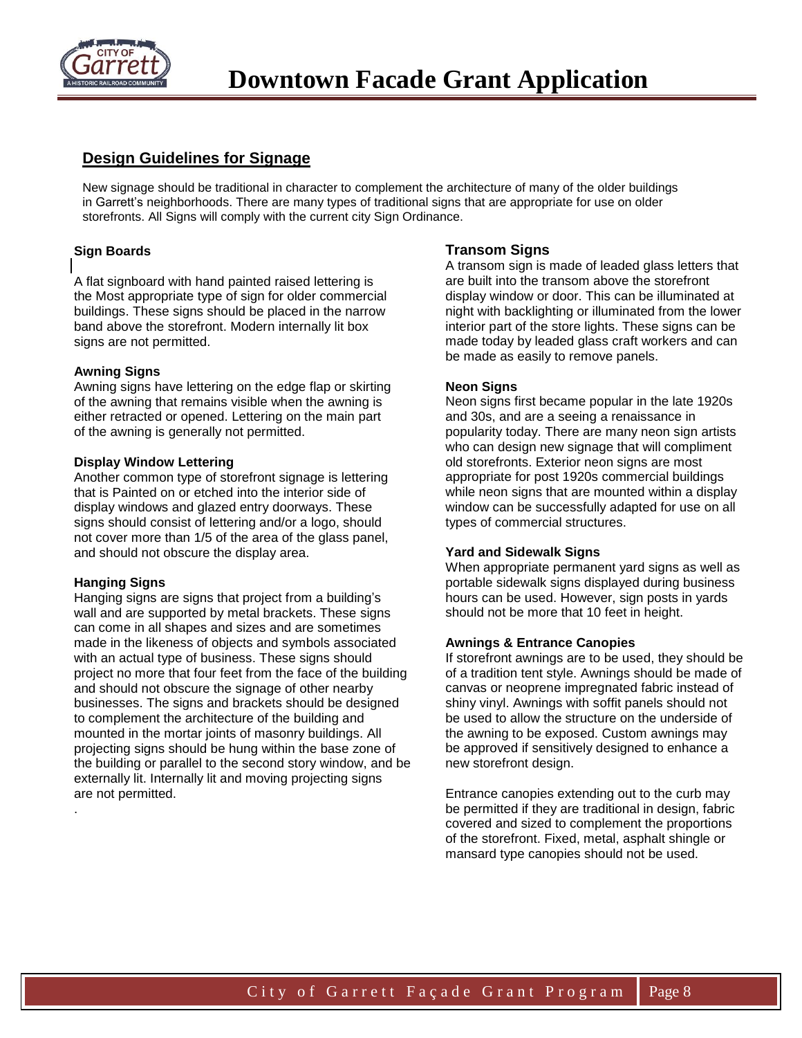# Downtown Facade Grant Application

## Design Guidelines for Signage

New signage should be traditional in character to complement the architecture of many of the older buildings in Garrett's neighborhoods. There are many types of traditional signs that are appropriate for use on older storefronts. All Signs will comply with the current city Sign Ordinance.

### Sign Boards

A flat signboard with hand painted raised lettering is the Most appropriate type of sign for older commercial buildings. These signs should be placed in the narrow band above the storefront. Modern internally lit box signs are not permitted.

### Awning Signs

Awning signs have lettering on the edge flap or skirting of the awning that remains visible when the awning is either retracted or opened. Lettering on the main part of the awning is generally not permitted.

### Display Window Lettering

Another common type of storefront signage is lettering that is Painted on or etched into the interior side of display windows and glazed entry doorways. These signs should consist of lettering and/or a logo, should not cover more than 1/5 of the area of the glass panel, and should not obscure the display area.

### Hanging Signs

Hanging signs are signs that project from a building's wall and are supported by metal brackets. These signs can come in all shapes and sizes and are sometimes made in the likeness of objects and symbols associated with an actual type of business. These signs should project no more that four feet from the face of the building and should not obscure the signage of other nearby businesses. The signs and brackets should be designed to complement the architecture of the building and mounted in the mortar joints of masonry buildings. All projecting signs should be hung within the base zone of the building or parallel to the second story window, and be externally lit. Internally lit and moving projecting signs are not permitted.

### Transom Signs

A transom sign is made of leaded glass letters that are built into the transom above the storefront display window or door. This can be illuminated at night with backlighting or illuminated from the lower interior part of the store lights. These signs can be made today by leaded glass craft workers and can be made as easily to remove panels.

### Neon Signs

Neon signs first became popular in the late 1920s and 30s, and are a seeing a renaissance in popularity today. There are many neon sign artists who can design new signage that will compliment old storefronts. Exterior neon signs are most appropriate for post 1920s commercial buildings while neon signs that are mounted within a display window can be successfully adapted for use on all types of commercial structures.

### Yard and Sidewalk Signs

When appropriate permanent yard signs as well as portable sidewalk signs displayed during business hours can be used. However, sign posts in yards should not be more that 10 feet in height.

### Awnings & Entrance Canopies

If storefront awnings are to be used, they should be of a tradition tent style. Awnings should be made of canvas or neoprene impregnated fabric instead of shiny vinyl. Awnings with soffit panels should not be used to allow the structure on the underside of the awning to be exposed. Custom awnings may be approved if sensitively designed to enhance a new storefront design.

Entrance canopies extending out to the curb may be permitted if they are traditional in design, fabric covered and sized to complement the proportions of the storefront. Fixed, metal, asphalt shingle or mansard type canopies should not be used.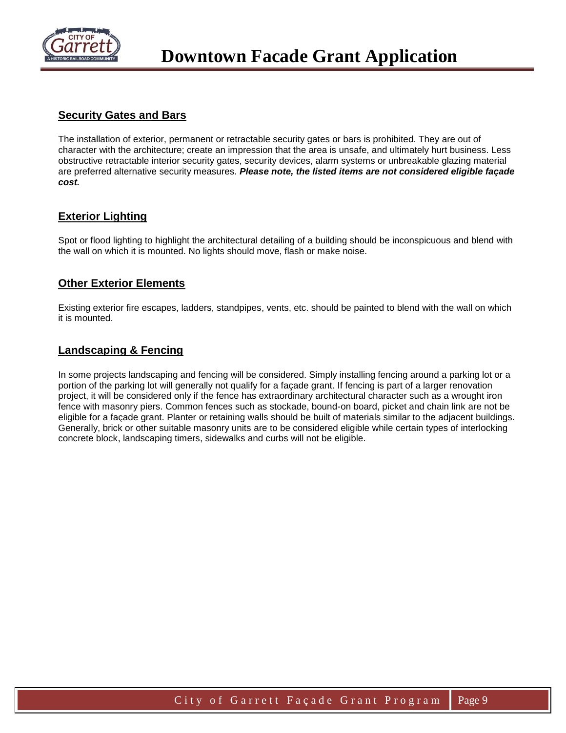## Security Gates and Bars

The installation of exterior, permanent or retractable security gates or bars is prohibited. They are out of character with the architecture; create an impression that the area is unsafe, and ultimately hurt business. Less obstructive retractable interior security gates, security devices, alarm systems or unbreakable glazing material are preferred alternative security measures. ***Please note, the listed items are not considered eligible façade cost.***

## Exterior Lighting

Spot or flood lighting to highlight the architectural detailing of a building should be inconspicuous and blend with the wall on which it is mounted. No lights should move, flash or make noise.

## Other Exterior Elements

Existing exterior fire escapes, ladders, standpipes, vents, etc. should be painted to blend with the wall on which it is mounted.

## Landscaping & Fencing

In some projects landscaping and fencing will be considered. Simply installing fencing around a parking lot or a portion of the parking lot will generally not qualify for a façade grant. If fencing is part of a larger renovation project, it will be considered only if the fence has extraordinary architectural character such as a wrought iron fence with masonry piers. Common fences such as stockade, bound-on board, picket and chain link are not be eligible for a façade grant. Planter or retaining walls should be built of materials similar to the adjacent buildings. Generally, brick or other suitable masonry units are to be considered eligible while certain types of interlocking concrete block, landscaping timers, sidewalks and curbs will not be eligible.